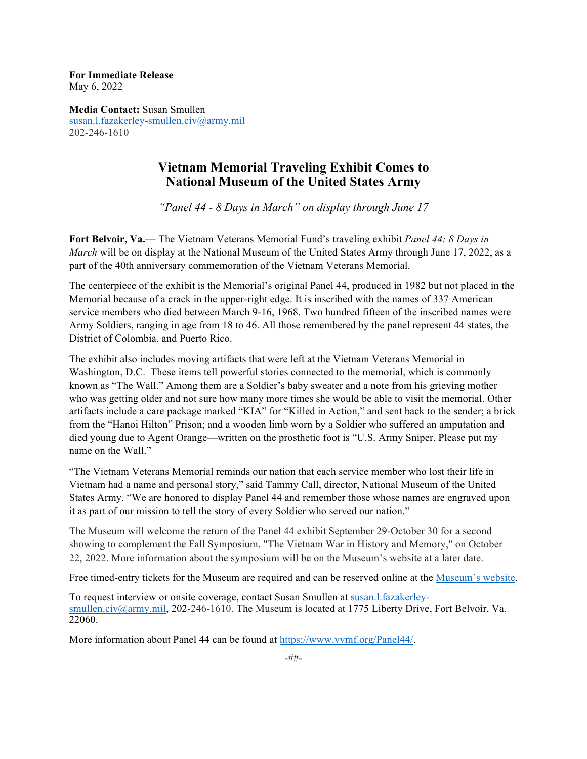**For Immediate Release**
May 6, 2022

**Media Contact:** Susan Smullen
susan.l.fazakerley-smullen.civ@army.mil
202-246-1610

# Vietnam Memorial Traveling Exhibit Comes to National Museum of the United States Army

*"Panel 44 - 8 Days in March" on display through June 17*

**Fort Belvoir, Va.—** The Vietnam Veterans Memorial Fund's traveling exhibit *Panel 44: 8 Days in March* will be on display at the National Museum of the United States Army through June 17, 2022, as a part of the 40th anniversary commemoration of the Vietnam Veterans Memorial.

The centerpiece of the exhibit is the Memorial's original Panel 44, produced in 1982 but not placed in the Memorial because of a crack in the upper-right edge. It is inscribed with the names of 337 American service members who died between March 9-16, 1968. Two hundred fifteen of the inscribed names were Army Soldiers, ranging in age from 18 to 46. All those remembered by the panel represent 44 states, the District of Colombia, and Puerto Rico.

The exhibit also includes moving artifacts that were left at the Vietnam Veterans Memorial in Washington, D.C. These items tell powerful stories connected to the memorial, which is commonly known as "The Wall." Among them are a Soldier's baby sweater and a note from his grieving mother who was getting older and not sure how many more times she would be able to visit the memorial. Other artifacts include a care package marked "KIA" for "Killed in Action," and sent back to the sender; a brick from the "Hanoi Hilton" Prison; and a wooden limb worn by a Soldier who suffered an amputation and died young due to Agent Orange—written on the prosthetic foot is "U.S. Army Sniper. Please put my name on the Wall."

"The Vietnam Veterans Memorial reminds our nation that each service member who lost their life in Vietnam had a name and personal story," said Tammy Call, director, National Museum of the United States Army. "We are honored to display Panel 44 and remember those whose names are engraved upon it as part of our mission to tell the story of every Soldier who served our nation."

The Museum will welcome the return of the Panel 44 exhibit September 29-October 30 for a second showing to complement the Fall Symposium, "The Vietnam War in History and Memory," on October 22, 2022. More information about the symposium will be on the Museum's website at a later date.

Free timed-entry tickets for the Museum are required and can be reserved online at the Museum's website.

To request interview or onsite coverage, contact Susan Smullen at susan.l.fazakerley-smullen.civ@army.mil, 202-246-1610. The Museum is located at 1775 Liberty Drive, Fort Belvoir, Va. 22060.

More information about Panel 44 can be found at https://www.vvmf.org/Panel44/.

-##-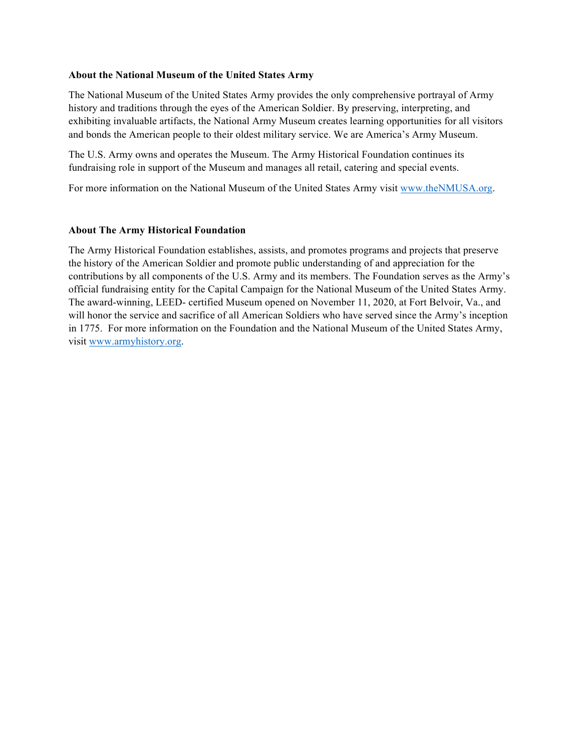**About the National Museum of the United States Army**

The National Museum of the United States Army provides the only comprehensive portrayal of Army history and traditions through the eyes of the American Soldier. By preserving, interpreting, and exhibiting invaluable artifacts, the National Army Museum creates learning opportunities for all visitors and bonds the American people to their oldest military service. We are America's Army Museum.

The U.S. Army owns and operates the Museum. The Army Historical Foundation continues its fundraising role in support of the Museum and manages all retail, catering and special events.

For more information on the National Museum of the United States Army visit [www.theNMUSA.org](http://www.theNMUSA.org).

**About The Army Historical Foundation**

The Army Historical Foundation establishes, assists, and promotes programs and projects that preserve the history of the American Soldier and promote public understanding of and appreciation for the contributions by all components of the U.S. Army and its members. The Foundation serves as the Army's official fundraising entity for the Capital Campaign for the National Museum of the United States Army. The award-winning, LEED- certified Museum opened on November 11, 2020, at Fort Belvoir, Va., and will honor the service and sacrifice of all American Soldiers who have served since the Army's inception in 1775. For more information on the Foundation and the National Museum of the United States Army, visit [www.armyhistory.org](http://www.armyhistory.org).